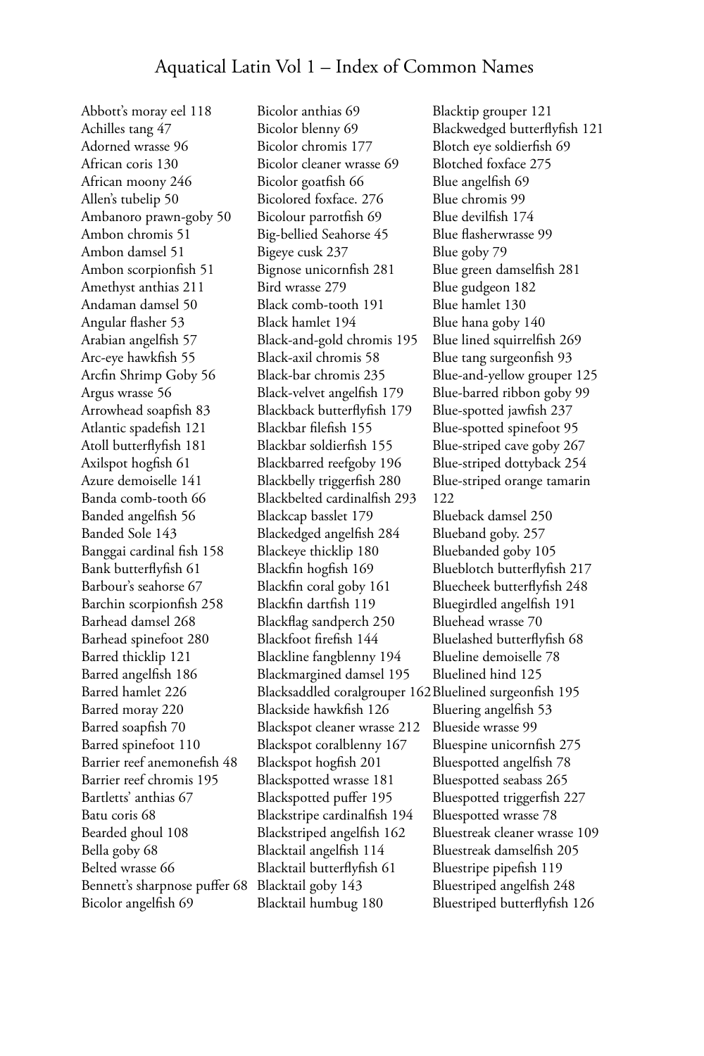# Aquatical Latin Vol 1 – Index of Common Names

Abbott's moray eel 118
Achilles tang 47
Adorned wrasse 96
African coris 130
African moony 246
Allen's tubelip 50
Ambanoro prawn-goby 50
Ambon chromis 51
Ambon damsel 51
Ambon scorpionfish 51
Amethyst anthias 211
Andaman damsel 50
Angular flasher 53
Arabian angelfish 57
Arc-eye hawkfish 55
Arcfin Shrimp Goby 56
Argus wrasse 56
Arrowhead soapfish 83
Atlantic spadefish 121
Atoll butterflyfish 181
Axilspot hogfish 61
Azure demoiselle 141
Banda comb-tooth 66
Banded angelfish 56
Banded Sole 143
Banggai cardinal fish 158
Bank butterflyfish 61
Barbour's seahorse 67
Barchin scorpionfish 258
Barhead damsel 268
Barhead spinefoot 280
Barred thicklip 121
Barred angelfish 186
Barred hamlet 226
Barred moray 220
Barred soapfish 70
Barred spinefoot 110
Barrier reef anemonefish 48
Barrier reef chromis 195
Bartletts' anthias 67
Batu coris 68
Bearded ghoul 108
Bella goby 68
Belted wrasse 66
Bennett's sharpnose puffer 68
Bicolor angelfish 69
Bicolor anthias 69
Bicolor blenny 69
Bicolor chromis 177
Bicolor cleaner wrasse 69
Bicolor goatfish 66
Bicolored foxface. 276
Bicolour parrotfish 69
Big-bellied Seahorse 45
Bigeye cusk 237
Bignose unicornfish 281
Bird wrasse 279
Black comb-tooth 191
Black hamlet 194
Black-and-gold chromis 195
Black-axil chromis 58
Black-bar chromis 235
Black-velvet angelfish 179
Blackback butterflyfish 179
Blackbar filefish 155
Blackbar soldierfish 155
Blackbarred reefgoby 196
Blackbelly triggerfish 280
Blackbelted cardinalfish 293
Blackcap basslet 179
Blackedged angelfish 284
Blackeye thicklip 180
Blackfin hogfish 169
Blackfin coral goby 161
Blackfin dartfish 119
Blackflag sandperch 250
Blackfoot firefish 144
Blackline fangblenny 194
Blackmargined damsel 195
Blacksaddled coralgrouper 162
Blackside hawkfish 126
Blackspot cleaner wrasse 212
Blackspot coralblenny 167
Blackspot hogfish 201
Blackspotted wrasse 181
Blackspotted puffer 195
Blackstripe cardinalfish 194
Blackstriped angelfish 162
Blacktail angelfish 114
Blacktail butterflyfish 61
Blacktail goby 143
Blacktail humbug 180
Blacktip grouper 121
Blackwedged butterflyfish 121
Blotch eye soldierfish 69
Blotched foxface 275
Blue angelfish 69
Blue chromis 99
Blue devilfish 174
Blue flasherwrasse 99
Blue goby 79
Blue green damselfish 281
Blue gudgeon 182
Blue hamlet 130
Blue hana goby 140
Blue lined squirrelfish 269
Blue tang surgeonfish 93
Blue-and-yellow grouper 125
Blue-barred ribbon goby 99
Blue-spotted jawfish 237
Blue-spotted spinefoot 95
Blue-striped cave goby 267
Blue-striped dottyback 254
Blue-striped orange tamarin 122
Blueback damsel 250
Blueband goby. 257
Bluebanded goby 105
Blueblotch butterflyfish 217
Bluecheek butterflyfish 248
Bluegirdled angelfish 191
Bluehead wrasse 70
Bluelashed butterflyfish 68
Blueline demoiselle 78
Bluelined hind 125
Bluelined surgeonfish 195
Bluering angelfish 53
Blueside wrasse 99
Bluespine unicornfish 275
Bluespotted angelfish 78
Bluespotted seabass 265
Bluespotted triggerfish 227
Bluespotted wrasse 78
Bluestreak cleaner wrasse 109
Bluestreak damselfish 205
Bluestripe pipefish 119
Bluestriped angelfish 248
Bluestriped butterflyfish 126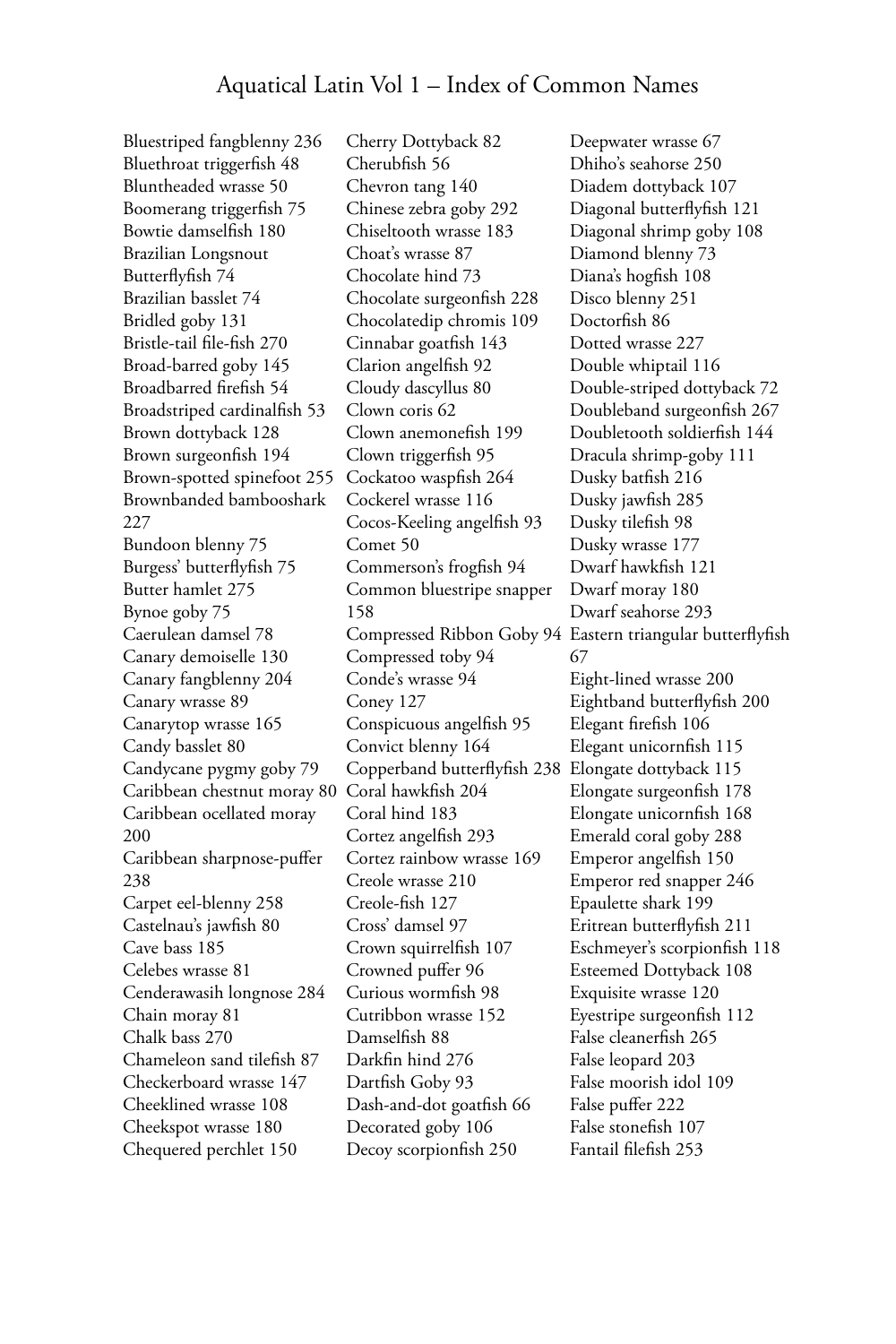# Aquatical Latin Vol 1 – Index of Common Names

Bluestriped fangblenny 236
Bluethroat triggerfish 48
Bluntheaded wrasse 50
Boomerang triggerfish 75
Bowtie damselfish 180
Brazilian Longsnout Butterflyfish 74
Brazilian basslet 74
Bridled goby 131
Bristle-tail file-fish 270
Broad-barred goby 145
Broadbarred firefish 54
Broadstriped cardinalfish 53
Brown dottyback 128
Brown surgeonfish 194
Brown-spotted spinefoot 255
Brownbanded bambooshark 227
Bundoon blenny 75
Burgess' butterflyfish 75
Butter hamlet 275
Bynoe goby 75
Caerulean damsel 78
Canary demoiselle 130
Canary fangblenny 204
Canary wrasse 89
Canarytop wrasse 165
Candy basslet 80
Candycane pygmy goby 79
Caribbean chestnut moray 80
Caribbean ocellated moray 200
Caribbean sharpnose-puffer 238
Carpet eel-blenny 258
Castelnau's jawfish 80
Cave bass 185
Celebes wrasse 81
Cenderawasih longnose 284
Chain moray 81
Chalk bass 270
Chameleon sand tilefish 87
Checkerboard wrasse 147
Cheeklined wrasse 108
Cheekspot wrasse 180
Chequered perchlet 150
Cherry Dottyback 82
Cherubfish 56
Chevron tang 140
Chinese zebra goby 292
Chiseltooth wrasse 183
Choat's wrasse 87
Chocolate hind 73
Chocolate surgeonfish 228
Chocolatedip chromis 109
Cinnabar goatfish 143
Clarion angelfish 92
Cloudy dascyllus 80
Clown coris 62
Clown anemonefish 199
Clown triggerfish 95
Cockatoo waspfish 264
Cockerel wrasse 116
Cocos-Keeling angelfish 93
Comet 50
Commerson's frogfish 94
Common bluestripe snapper 158
Compressed Ribbon Goby 94
Compressed toby 94
Conde's wrasse 94
Coney 127
Conspicuous angelfish 95
Convict blenny 164
Copperband butterflyfish 238
Coral hawkfish 204
Coral hind 183
Cortez angelfish 293
Cortez rainbow wrasse 169
Creole wrasse 210
Creole-fish 127
Cross' damsel 97
Crown squirrelfish 107
Crowned puffer 96
Curious wormfish 98
Cutribbon wrasse 152
Damselfish 88
Darkfin hind 276
Dartfish Goby 93
Dash-and-dot goatfish 66
Decorated goby 106
Decoy scorpionfish 250
Deepwater wrasse 67
Dhiho's seahorse 250
Diadem dottyback 107
Diagonal butterflyfish 121
Diagonal shrimp goby 108
Diamond blenny 73
Diana's hogfish 108
Disco blenny 251
Doctorfish 86
Dotted wrasse 227
Double whiptail 116
Double-striped dottyback 72
Doubleband surgeonfish 267
Doubletooth soldierfish 144
Dracula shrimp-goby 111
Dusky batfish 216
Dusky jawfish 285
Dusky tilefish 98
Dusky wrasse 177
Dwarf hawkfish 121
Dwarf moray 180
Dwarf seahorse 293
Eastern triangular butterflyfish 67
Eight-lined wrasse 200
Eightband butterflyfish 200
Elegant firefish 106
Elegant unicornfish 115
Elongate dottyback 115
Elongate surgeonfish 178
Elongate unicornfish 168
Emerald coral goby 288
Emperor angelfish 150
Emperor red snapper 246
Epaulette shark 199
Eritrean butterflyfish 211
Eschmeyer's scorpionfish 118
Esteemed Dottyback 108
Exquisite wrasse 120
Eyestripe surgeonfish 112
False cleanerfish 265
False leopard 203
False moorish idol 109
False puffer 222
False stonefish 107
Fantail filefish 253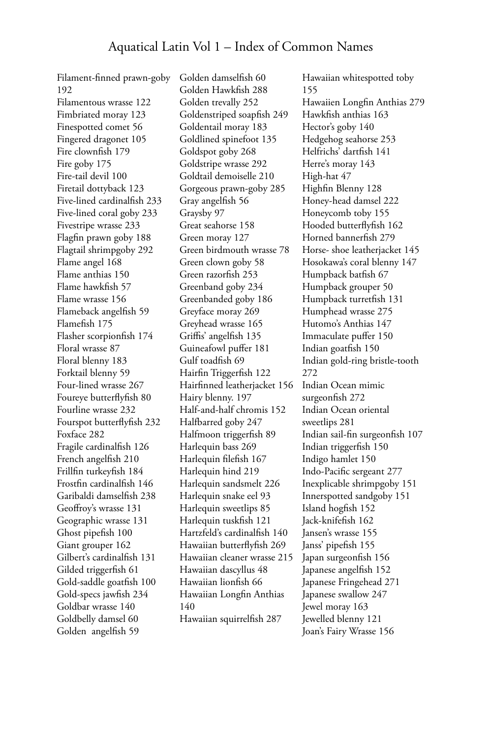# Aquatical Latin Vol 1 – Index of Common Names

Filament-finned prawn-goby 192
Filamentous wrasse 122
Fimbriated moray 123
Finespotted comet 56
Fingered dragonet 105
Fire clownfish 179
Fire goby 175
Fire-tail devil 100
Firetail dottyback 123
Five-lined cardinalfish 233
Five-lined coral goby 233
Fivestripe wrasse 233
Flagfin prawn goby 188
Flagtail shrimpgoby 292
Flame angel 168
Flame anthias 150
Flame hawkfish 57
Flame wrasse 156
Flameback angelfish 59
Flamefish 175
Flasher scorpionfish 174
Floral wrasse 87
Floral blenny 183
Forktail blenny 59
Four-lined wrasse 267
Foureye butterflyfish 80
Fourline wrasse 232
Fourspot butterflyfish 232
Foxface 282
Fragile cardinalfish 126
French angelfish 210
Frillfin turkeyfish 184
Frostfin cardinalfish 146
Garibaldi damselfish 238
Geoffroy's wrasse 131
Geographic wrasse 131
Ghost pipefish 100
Giant grouper 162
Gilbert's cardinalfish 131
Gilded triggerfish 61
Gold-saddle goatfish 100
Gold-specs jawfish 234
Goldbar wrasse 140
Goldbelly damsel 60
Golden angelfish 59
Golden damselfish 60
Golden Hawkfish 288
Golden trevally 252
Goldenstriped soapfish 249
Goldentail moray 183
Goldlined spinefoot 135
Goldspot goby 268
Goldstripe wrasse 292
Goldtail demoiselle 210
Gorgeous prawn-goby 285
Gray angelfish 56
Graysby 97
Great seahorse 158
Green moray 127
Green birdmouth wrasse 78
Green clown goby 58
Green razorfish 253
Greenband goby 234
Greenbanded goby 186
Greyface moray 269
Greyhead wrasse 165
Griffis' angelfish 135
Guineafowl puffer 181
Gulf toadfish 69
Hairfin Triggerfish 122
Hairfinned leatherjacket 156
Hairy blenny. 197
Half-and-half chromis 152
Halfbarred goby 247
Halfmoon triggerfish 89
Harlequin bass 269
Harlequin filefish 167
Harlequin hind 219
Harlequin sandsmelt 226
Harlequin snake eel 93
Harlequin sweetlips 85
Harlequin tuskfish 121
Hartzfeld's cardinalfish 140
Hawaiian butterflyfish 269
Hawaiian cleaner wrasse 215
Hawaiian dascyllus 48
Hawaiian lionfish 66
Hawaiian Longfin Anthias 140
Hawaiian squirrelfish 287
Hawaiian whitespotted toby 155
Hawaiien Longfin Anthias 279
Hawkfish anthias 163
Hector's goby 140
Hedgehog seahorse 253
Helfrichs' dartfish 141
Herre's moray 143
High-hat 47
Highfin Blenny 128
Honey-head damsel 222
Honeycomb toby 155
Hooded butterflyfish 162
Horned bannerfish 279
Horse- shoe leatherjacket 145
Hosokawa's coral blenny 147
Humpback batfish 67
Humpback grouper 50
Humpback turretfish 131
Humphead wrasse 275
Hutomo's Anthias 147
Immaculate puffer 150
Indian goatfish 150
Indian gold-ring bristle-tooth 272
Indian Ocean mimic surgeonfish 272
Indian Ocean oriental sweetlips 281
Indian sail-fin surgeonfish 107
Indian triggerfish 150
Indigo hamlet 150
Indo-Pacific sergeant 277
Inexplicable shrimpgoby 151
Innerspotted sandgoby 151
Island hogfish 152
Jack-knifefish 162
Jansen's wrasse 155
Janss' pipefish 155
Japan surgeonfish 156
Japanese angelfish 152
Japanese Fringehead 271
Japanese swallow 247
Jewel moray 163
Jewelled blenny 121
Joan's Fairy Wrasse 156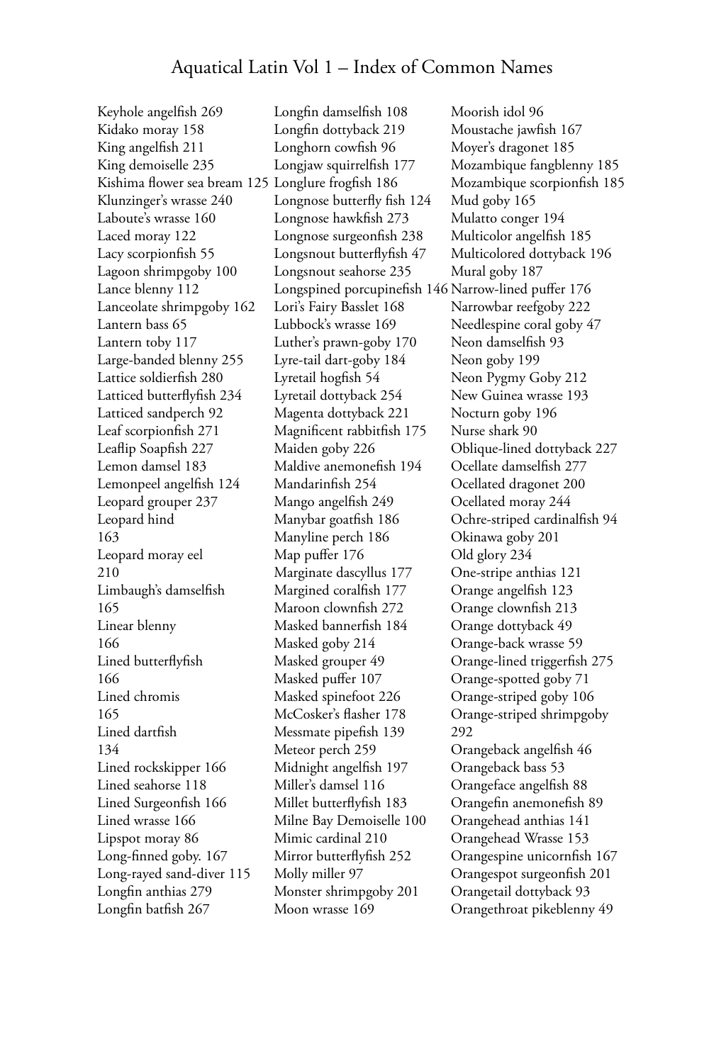# Aquatical Latin Vol 1 – Index of Common Names

Keyhole angelfish 269
Kidako moray 158
King angelfish 211
King demoiselle 235
Kishima flower sea bream 125
Klunzinger's wrasse 240
Laboute's wrasse 160
Laced moray 122
Lacy scorpionfish 55
Lagoon shrimpgoby 100
Lance blenny 112
Lanceolate shrimpgoby 162
Lantern bass 65
Lantern toby 117
Large-banded blenny 255
Lattice soldierfish 280
Latticed butterflyfish 234
Latticed sandperch 92
Leaf scorpionfish 271
Leaflip Soapfish 227
Lemon damsel 183
Lemonpeel angelfish 124
Leopard grouper 237
Leopard hind 163
Leopard moray eel 210
Limbaugh's damselfish 165
Linear blenny 166
Lined butterflyfish 166
Lined chromis 165
Lined dartfish 134
Lined rockskipper 166
Lined seahorse 118
Lined Surgeonfish 166
Lined wrasse 166
Lipspot moray 86
Long-finned goby. 167
Long-rayed sand-diver 115
Longfin anthias 279
Longfin batfish 267
Longfin damselfish 108
Longfin dottyback 219
Longhorn cowfish 96
Longjaw squirrelfish 177
Longlure frogfish 186
Longnose butterfly fish 124
Longnose hawkfish 273
Longnose surgeonfish 238
Longsnout butterflyfish 47
Longsnout seahorse 235
Longspined porcupinefish 146
Lori's Fairy Basslet 168
Lubbock's wrasse 169
Luther's prawn-goby 170
Lyre-tail dart-goby 184
Lyretail hogfish 54
Lyretail dottyback 254
Magenta dottyback 221
Magnificent rabbitfish 175
Maiden goby 226
Maldive anemonefish 194
Mandarinfish 254
Mango angelfish 249
Manybar goatfish 186
Manyline perch 186
Map puffer 176
Marginate dascyllus 177
Margined coralfish 177
Maroon clownfish 272
Masked bannerfish 184
Masked goby 214
Masked grouper 49
Masked puffer 107
Masked spinefoot 226
McCosker's flasher 178
Messmate pipefish 139
Meteor perch 259
Midnight angelfish 197
Miller's damsel 116
Millet butterflyfish 183
Milne Bay Demoiselle 100
Mimic cardinal 210
Mirror butterflyfish 252
Molly miller 97
Monster shrimpgoby 201
Moon wrasse 169
Moorish idol 96
Moustache jawfish 167
Moyer's dragonet 185
Mozambique fangblenny 185
Mozambique scorpionfish 185
Mud goby 165
Mulatto conger 194
Multicolor angelfish 185
Multicolored dottyback 196
Mural goby 187
Narrow-lined puffer 176
Narrowbar reefgoby 222
Needlespine coral goby 47
Neon damselfish 93
Neon goby 199
Neon Pygmy Goby 212
New Guinea wrasse 193
Nocturn goby 196
Nurse shark 90
Oblique-lined dottyback 227
Ocellate damselfish 277
Ocellated dragonet 200
Ocellated moray 244
Ochre-striped cardinalfish 94
Okinawa goby 201
Old glory 234
One-stripe anthias 121
Orange angelfish 123
Orange clownfish 213
Orange dottyback 49
Orange-back wrasse 59
Orange-lined triggerfish 275
Orange-spotted goby 71
Orange-striped goby 106
Orange-striped shrimpgoby 292
Orangeback angelfish 46
Orangeback bass 53
Orangeface angelfish 88
Orangefin anemonefish 89
Orangehead anthias 141
Orangehead Wrasse 153
Orangespine unicornfish 167
Orangespot surgeonfish 201
Orangetail dottyback 93
Orangethroat pikeblenny 49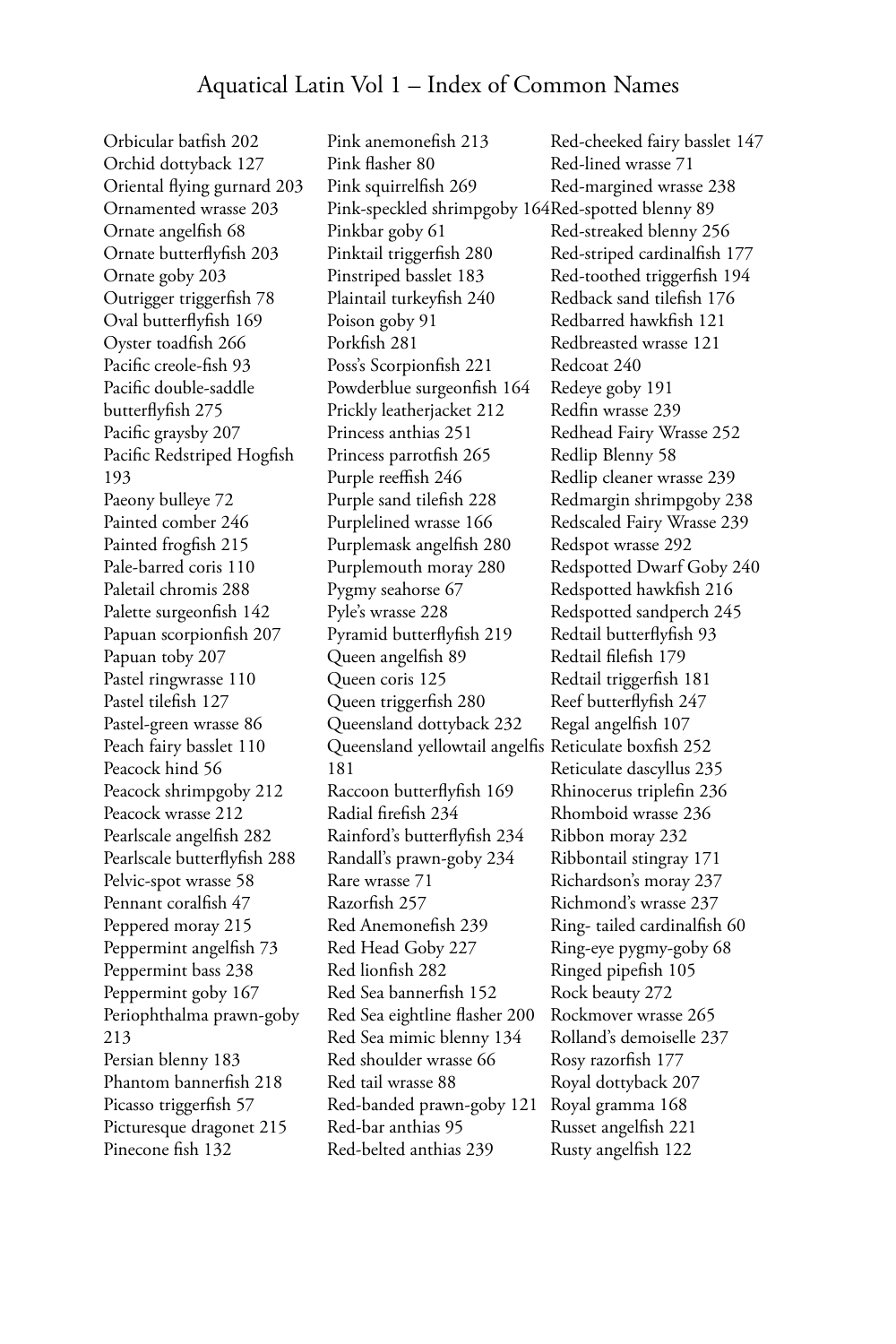# Aquatical Latin Vol 1 – Index of Common Names

Orbicular batfish 202
Orchid dottyback 127
Oriental flying gurnard 203
Ornamented wrasse 203
Ornate angelfish 68
Ornate butterflyfish 203
Ornate goby 203
Outrigger triggerfish 78
Oval butterflyfish 169
Oyster toadfish 266
Pacific creole-fish 93
Pacific double-saddle butterflyfish 275
Pacific graysby 207
Pacific Redstriped Hogfish 193
Paeony bulleye 72
Painted comber 246
Painted frogfish 215
Pale-barred coris 110
Paletail chromis 288
Palette surgeonfish 142
Papuan scorpionfish 207
Papuan toby 207
Pastel ringwrasse 110
Pastel tilefish 127
Pastel-green wrasse 86
Peach fairy basslet 110
Peacock hind 56
Peacock shrimpgoby 212
Peacock wrasse 212
Pearlscale angelfish 282
Pearlscale butterflyfish 288
Pelvic-spot wrasse 58
Pennant coralfish 47
Peppered moray 215
Peppermint angelfish 73
Peppermint bass 238
Peppermint goby 167
Periophthalma prawn-goby 213
Persian blenny 183
Phantom bannerfish 218
Picasso triggerfish 57
Picturesque dragonet 215
Pinecone fish 132
Pink anemonefish 213
Pink flasher 80
Pink squirrelfish 269
Pink-speckled shrimpgoby 164
Pinkbar goby 61
Pinktail triggerfish 280
Pinstriped basslet 183
Plaintail turkeyfish 240
Poison goby 91
Porkfish 281
Poss's Scorpionfish 221
Powderblue surgeonfish 164
Prickly leatherjacket 212
Princess anthias 251
Princess parrotfish 265
Purple reeffish 246
Purple sand tilefish 228
Purplelined wrasse 166
Purplemask angelfish 280
Purplemouth moray 280
Pygmy seahorse 67
Pyle's wrasse 228
Pyramid butterflyfish 219
Queen angelfish 89
Queen coris 125
Queen triggerfish 280
Queensland dottyback 232
Queensland yellowtail angelfis 181
Raccoon butterflyfish 169
Radial firefish 234
Rainford's butterflyfish 234
Randall's prawn-goby 234
Rare wrasse 71
Razorfish 257
Red Anemonefish 239
Red Head Goby 227
Red lionfish 282
Red Sea bannerfish 152
Red Sea eightline flasher 200
Red Sea mimic blenny 134
Red shoulder wrasse 66
Red tail wrasse 88
Red-banded prawn-goby 121
Red-bar anthias 95
Red-belted anthias 239
Red-cheeked fairy basslet 147
Red-lined wrasse 71
Red-margined wrasse 238
Red-spotted blenny 89
Red-streaked blenny 256
Red-striped cardinalfish 177
Red-toothed triggerfish 194
Redback sand tilefish 176
Redbarred hawkfish 121
Redbreasted wrasse 121
Redcoat 240
Redeye goby 191
Redfin wrasse 239
Redhead Fairy Wrasse 252
Redlip Blenny 58
Redlip cleaner wrasse 239
Redmargin shrimpgoby 238
Redscaled Fairy Wrasse 239
Redspot wrasse 292
Redspotted Dwarf Goby 240
Redspotted hawkfish 216
Redspotted sandperch 245
Redtail butterflyfish 93
Redtail filefish 179
Redtail triggerfish 181
Reef butterflyfish 247
Regal angelfish 107
Reticulate boxfish 252
Reticulate dascyllus 235
Rhinocerus triplefin 236
Rhomboid wrasse 236
Ribbon moray 232
Ribbontail stingray 171
Richardson's moray 237
Richmond's wrasse 237
Ring- tailed cardinalfish 60
Ring-eye pygmy-goby 68
Ringed pipefish 105
Rock beauty 272
Rockmover wrasse 265
Rolland's demoiselle 237
Rosy razorfish 177
Royal dottyback 207
Royal gramma 168
Russet angelfish 221
Rusty angelfish 122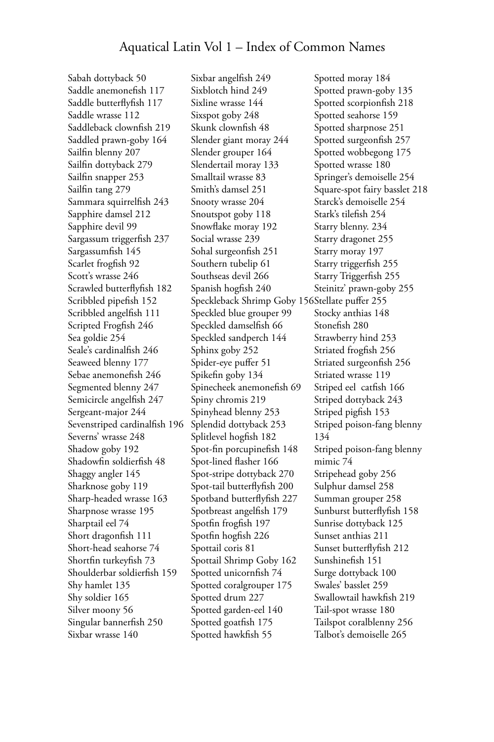Sabah dottyback 50
Saddle anemonefish 117
Saddle butterflyfish 117
Saddle wrasse 112
Saddleback clownfish 219
Saddled prawn-goby 164
Sailfin blenny 207
Sailfin dottyback 279
Sailfin snapper 253
Sailfin tang 279
Sammara squirrelfish 243
Sapphire damsel 212
Sapphire devil 99
Sargassum triggerfish 237
Sargassumfish 145
Scarlet frogfish 92
Scott's wrasse 246
Scrawled butterflyfish 182
Scribbled pipefish 152
Scribbled angelfish 111
Scripted Frogfish 246
Sea goldie 254
Seale's cardinalfish 246
Seaweed blenny 177
Sebae anemonefish 246
Segmented blenny 247
Semicircle angelfish 247
Sergeant-major 244
Sevenstriped cardinalfish 196
Severns' wrasse 248
Shadow goby 192
Shadowfin soldierfish 48
Shaggy angler 145
Sharknose goby 119
Sharp-headed wrasse 163
Sharpnose wrasse 195
Sharptail eel 74
Short dragonfish 111
Short-head seahorse 74
Shortfin turkeyfish 73
Shoulderbar soldierfish 159
Shy hamlet 135
Shy soldier 165
Silver moony 56
Singular bannerfish 250
Sixbar wrasse 140
Sixbar angelfish 249
Sixblotch hind 249
Sixline wrasse 144
Sixspot goby 248
Skunk clownfish 48
Slender giant moray 244
Slender grouper 164
Slendertail moray 133
Smalltail wrasse 83
Smith's damsel 251
Snooty wrasse 204
Snoutspot goby 118
Snowflake moray 192
Social wrasse 239
Sohal surgeonfish 251
Southern tubelip 61
Southseas devil 266
Spanish hogfish 240
Speckleback Shrimp Goby 156
Speckled blue grouper 99
Speckled damselfish 66
Speckled sandperch 144
Sphinx goby 252
Spider-eye puffer 51
Spikefin goby 134
Spinecheek anemonefish 69
Spiny chromis 219
Spinyhead blenny 253
Splendid dottyback 253
Splitlevel hogfish 182
Spot-fin porcupinefish 148
Spot-lined flasher 166
Spot-stripe dottyback 270
Spot-tail butterflyfish 200
Spotband butterflyfish 227
Spotbreast angelfish 179
Spotfin frogfish 197
Spotfin hogfish 226
Spottail coris 81
Spottail Shrimp Goby 162
Spotted unicornfish 74
Spotted coralgrouper 175
Spotted drum 227
Spotted garden-eel 140
Spotted goatfish 175
Spotted hawkfish 55
Spotted moray 184
Spotted prawn-goby 135
Spotted scorpionfish 218
Spotted seahorse 159
Spotted sharpnose 251
Spotted surgeonfish 257
Spotted wobbegong 175
Spotted wrasse 180
Springer's demoiselle 254
Square-spot fairy basslet 218
Starck's demoiselle 254
Stark's tilefish 254
Starry blenny. 234
Starry dragonet 255
Starry moray 197
Starry triggerfish 255
Starry Triggerfish 255
Steinitz' prawn-goby 255
Stellate puffer 255
Stocky anthias 148
Stonefish 280
Strawberry hind 253
Striated frogfish 256
Striated surgeonfish 256
Striated wrasse 119
Striped eel catfish 166
Striped dottyback 243
Striped pigfish 153
Striped poison-fang blenny 134
Striped poison-fang blenny mimic 74
Stripehead goby 256
Sulphur damsel 258
Summan grouper 258
Sunburst butterflyfish 158
Sunrise dottyback 125
Sunset anthias 211
Sunset butterflyfish 212
Sunshinefish 151
Surge dottyback 100
Swales' basslet 259
Swallowtail hawkfish 219
Tail-spot wrasse 180
Tailspot coralblenny 256
Talbot's demoiselle 265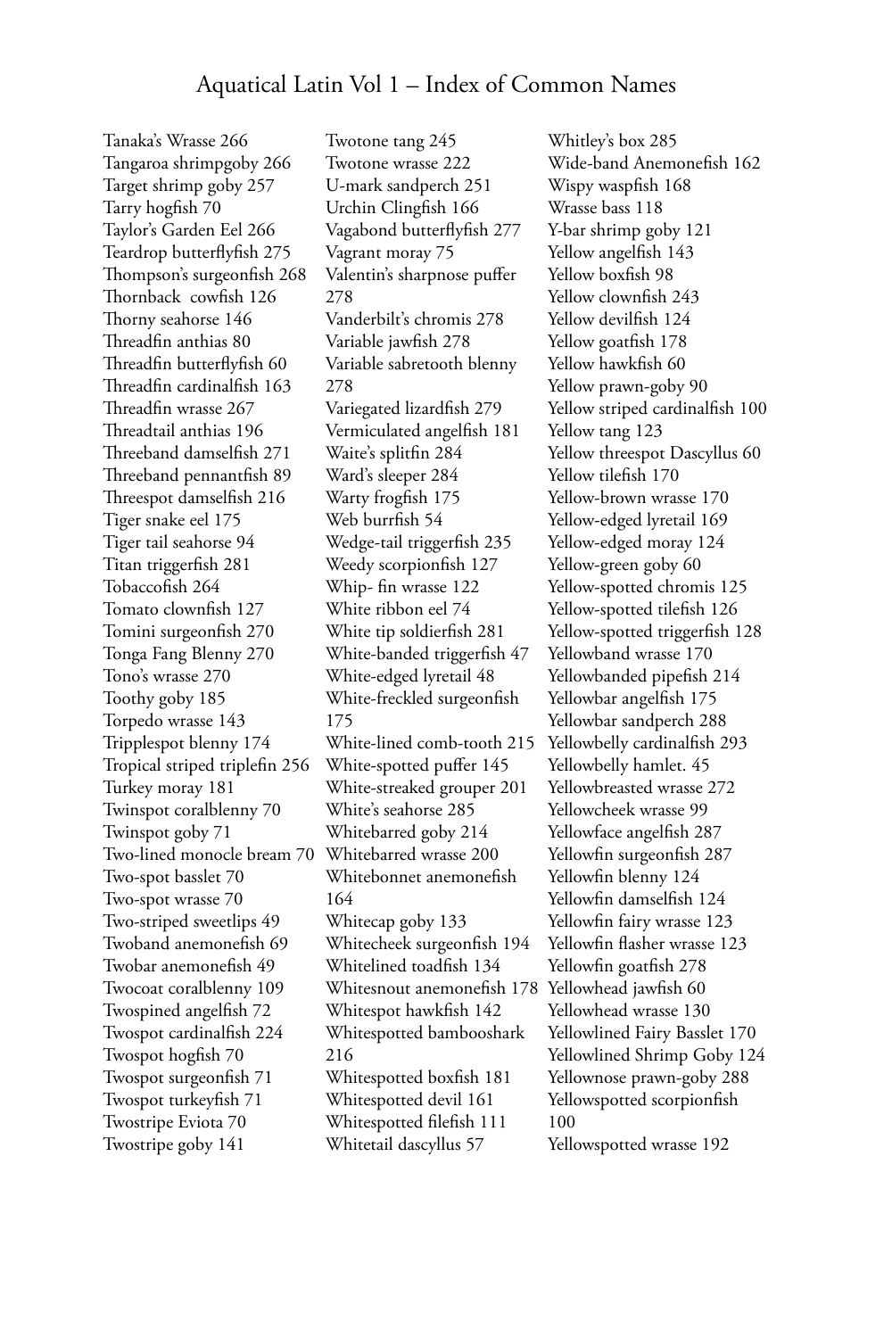# Aquatical Latin Vol 1 – Index of Common Names

Tanaka's Wrasse 266
Tangaroa shrimpgoby 266
Target shrimp goby 257
Tarry hogfish 70
Taylor's Garden Eel 266
Teardrop butterflyfish 275
Thompson's surgeonfish 268
Thornback cowfish 126
Thorny seahorse 146
Threadfin anthias 80
Threadfin butterflyfish 60
Threadfin cardinalfish 163
Threadfin wrasse 267
Threadtail anthias 196
Threeband damselfish 271
Threeband pennantfish 89
Threespot damselfish 216
Tiger snake eel 175
Tiger tail seahorse 94
Titan triggerfish 281
Tobaccofish 264
Tomato clownfish 127
Tomini surgeonfish 270
Tonga Fang Blenny 270
Tono's wrasse 270
Toothy goby 185
Torpedo wrasse 143
Tripplespot blenny 174
Tropical striped triplefin 256
Turkey moray 181
Twinspot coralblenny 70
Twinspot goby 71
Two-lined monocle bream 70
Two-spot basslet 70
Two-spot wrasse 70
Two-striped sweetlips 49
Twoband anemonefish 69
Twobar anemonefish 49
Twocoat coralblenny 109
Twospined angelfish 72
Twospot cardinalfish 224
Twospot hogfish 70
Twospot surgeonfish 71
Twospot turkeyfish 71
Twostripe Eviota 70
Twostripe goby 141
Twotone tang 245
Twotone wrasse 222
U-mark sandperch 251
Urchin Clingfish 166
Vagabond butterflyfish 277
Vagrant moray 75
Valentin's sharpnose puffer 278
Vanderbilt's chromis 278
Variable jawfish 278
Variable sabretooth blenny 278
Variegated lizardfish 279
Vermiculated angelfish 181
Waite's splitfin 284
Ward's sleeper 284
Warty frogfish 175
Web burrfish 54
Wedge-tail triggerfish 235
Weedy scorpionfish 127
Whip- fin wrasse 122
White ribbon eel 74
White tip soldierfish 281
White-banded triggerfish 47
White-edged lyretail 48
White-freckled surgeonfish 175
White-lined comb-tooth 215
White-spotted puffer 145
White-streaked grouper 201
White's seahorse 285
Whitebarred goby 214
Whitebarred wrasse 200
Whitebonnet anemonefish 164
Whitecap goby 133
Whitecheek surgeonfish 194
Whitelined toadfish 134
Whitesnout anemonefish 178
Whitespot hawkfish 142
Whitespotted bambooshark 216
Whitespotted boxfish 181
Whitespotted devil 161
Whitespotted filefish 111
Whitetail dascyllus 57
Whitley's box 285
Wide-band Anemonefish 162
Wispy waspfish 168
Wrasse bass 118
Y-bar shrimp goby 121
Yellow angelfish 143
Yellow boxfish 98
Yellow clownfish 243
Yellow devilfish 124
Yellow goatfish 178
Yellow hawkfish 60
Yellow prawn-goby 90
Yellow striped cardinalfish 100
Yellow tang 123
Yellow threespot Dascyllus 60
Yellow tilefish 170
Yellow-brown wrasse 170
Yellow-edged lyretail 169
Yellow-edged moray 124
Yellow-green goby 60
Yellow-spotted chromis 125
Yellow-spotted tilefish 126
Yellow-spotted triggerfish 128
Yellowband wrasse 170
Yellowbanded pipefish 214
Yellowbar angelfish 175
Yellowbar sandperch 288
Yellowbelly cardinalfish 293
Yellowbelly hamlet. 45
Yellowbreasted wrasse 272
Yellowcheek wrasse 99
Yellowface angelfish 287
Yellowfin surgeonfish 287
Yellowfin blenny 124
Yellowfin damselfish 124
Yellowfin fairy wrasse 123
Yellowfin flasher wrasse 123
Yellowfin goatfish 278
Yellowhead jawfish 60
Yellowhead wrasse 130
Yellowlined Fairy Basslet 170
Yellowlined Shrimp Goby 124
Yellownose prawn-goby 288
Yellowspotted scorpionfish 100
Yellowspotted wrasse 192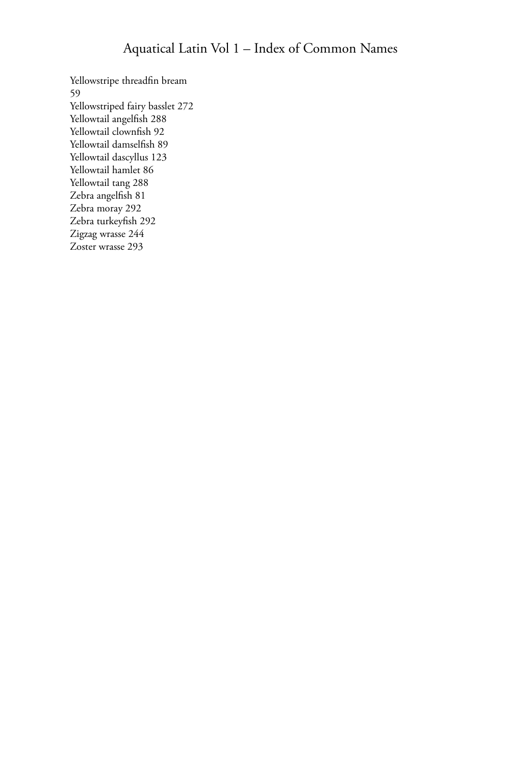Yellowstripe threadfin bream
59
Yellowstriped fairy basslet 272
Yellowtail angelfish 288
Yellowtail clownfish 92
Yellowtail damselfish 89
Yellowtail dascyllus 123
Yellowtail hamlet 86
Yellowtail tang 288
Zebra angelfish 81
Zebra moray 292
Zebra turkeyfish 292
Zigzag wrasse 244
Zoster wrasse 293